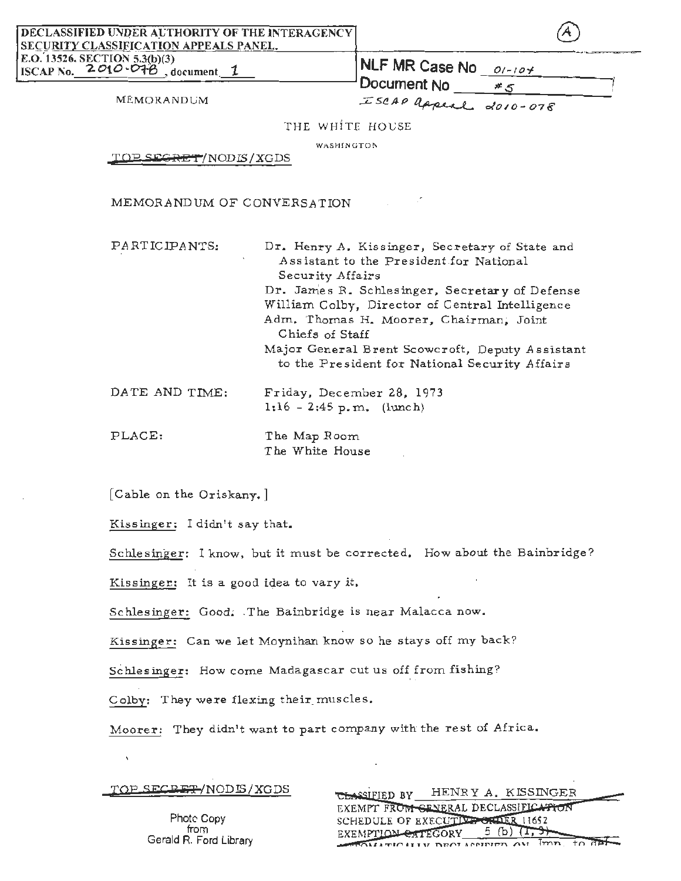DECLASSIFIED UNDER AUTHORITY OF THE INTERAGENCY SECURITY CLASSIFICATION APPEALS PANEL.
E.O. 13526. SECTION 5.3(b)(3)
ISCAP No. 2010-078, document 1

(A)

NLF MR Case No 01-104
Document No #5
ISCAP Appeal 2010-078

MEMORANDUM

THE WHITE HOUSE

WASHINGTON

~~TOP SECRET~~/NODIS/XGDS

MEMORANDUM OF CONVERSATION

| | |
|---|---|
| PARTICIPANTS: | Dr. Henry A. Kissinger, Secretary of State and Assistant to the President for National Security Affairs<br>Dr. James R. Schlesinger, Secretary of Defense<br>William Colby, Director of Central Intelligence<br>Adm. Thomas H. Moorer, Chairman, Joint Chiefs of Staff<br>Major General Brent Scowcroft, Deputy Assistant to the President for National Security Affairs |
| DATE AND TIME: | Friday, December 28, 1973<br>1:16 - 2:45 p.m. (lunch) |
| PLACE: | The Map Room<br>The White House |

[Cable on the Oriskany.]

Kissinger: I didn't say that.

Schlesinger: I know, but it must be corrected. How about the Bainbridge?

Kissinger: It is a good idea to vary it.

Schlesinger: Good. The Bainbridge is near Malacca now.

Kissinger: Can we let Moynihan know so he stays off my back?

Schlesinger: How come Madagascar cut us off from fishing?

Colby: They were flexing their muscles.

Moorer: They didn't want to part company with the rest of Africa.

~~TOP SECRET~~/NODIS/XGDS

~~CLASSIFIED BY HENRY A. KISSINGER
EXEMPT FROM GENERAL DECLASSIFICATION
SCHEDULE OF EXECUTIVE ORDER 11652
EXEMPTION CATEGORY 5 (b) (1, 3)
AUTOMATICALLY DECLASSIFIED ON Imp. to det.~~

Photo Copy
from
Gerald R. Ford Library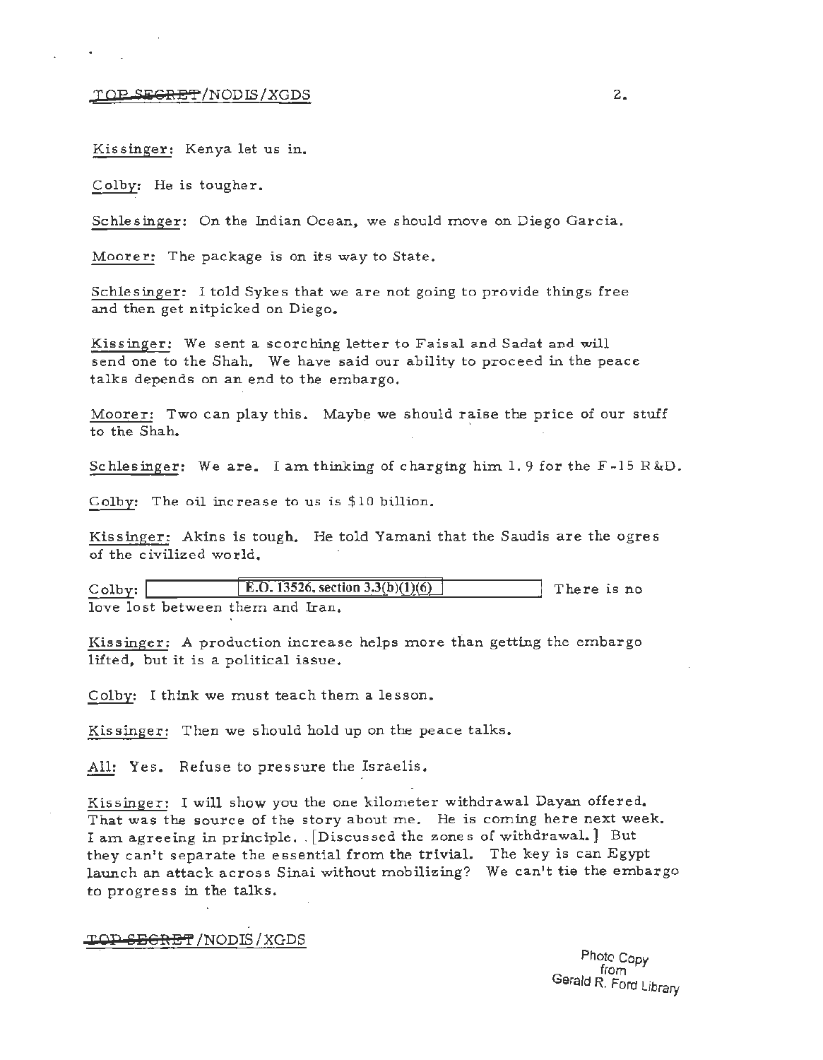Kissinger: Kenya let us in.

Colby: He is tougher.

Schlesinger: On the Indian Ocean, we should move on Diego Garcia.

Moorer: The package is on its way to State.

Schlesinger: I told Sykes that we are not going to provide things free and then get nitpicked on Diego.

Kissinger: We sent a scorching letter to Faisal and Sadat and will send one to the Shah. We have said our ability to proceed in the peace talks depends on an end to the embargo.

Moorer: Two can play this. Maybe we should raise the price of our stuff to the Shah.

Schlesinger: We are. I am thinking of charging him 1.9 for the F-15 R&D.

Colby: The oil increase to us is $10 billion.

Kissinger: Akins is tough. He told Yamani that the Saudis are the ogres of the civilized world.

Colby: [E.O. 13526, section 3.3(b)(1)(6)] There is no love lost between them and Iran.

Kissinger: A production increase helps more than getting the embargo lifted, but it is a political issue.

Colby: I think we must teach them a lesson.

Kissinger: Then we should hold up on the peace talks.

All: Yes. Refuse to pressure the Israelis.

Kissinger: I will show you the one kilometer withdrawal Dayan offered. That was the source of the story about me. He is coming here next week. I am agreeing in principle. [Discussed the zones of withdrawal.] But they can't separate the essential from the trivial. The key is can Egypt launch an attack across Sinai without mobilizing? We can't tie the embargo to progress in the talks.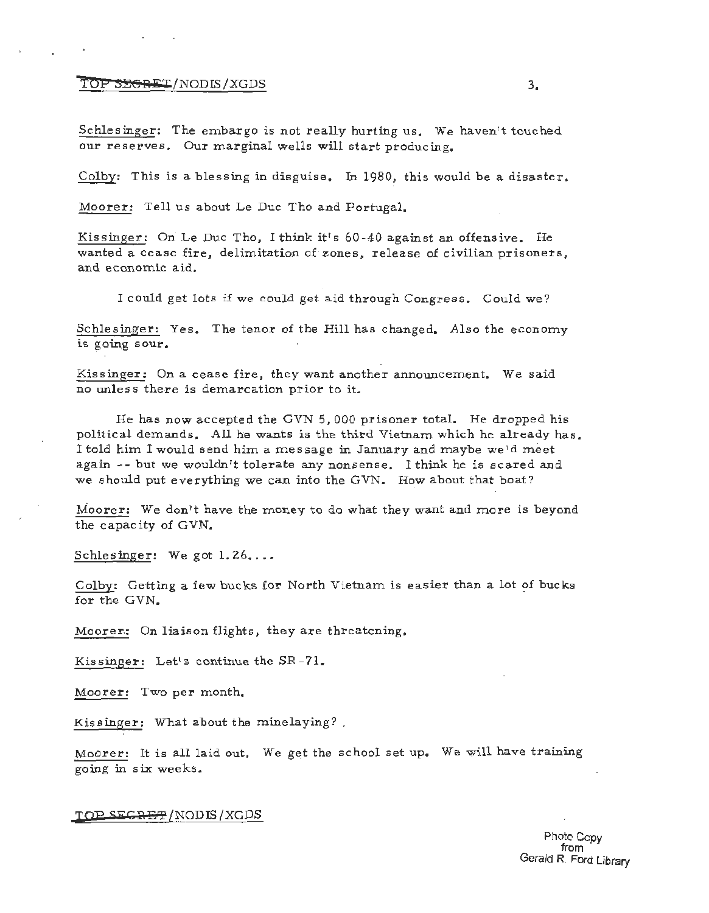TOP SECRET/NODIS/XGDS

Schlesinger: The embargo is not really hurting us. We haven't touched our reserves. Our marginal wells will start producing.

Colby: This is a blessing in disguise. In 1980, this would be a disaster.

Moorer: Tell us about Le Duc Tho and Portugal.

Kissinger: On Le Duc Tho, I think it's 60-40 against an offensive. He wanted a cease fire, delimitation of zones, release of civilian prisoners, and economic aid.

I could get lots if we could get aid through Congress. Could we?

Schlesinger: Yes. The tenor of the Hill has changed. Also the economy is going sour.

Kissinger: On a cease fire, they want another announcement. We said no unless there is demarcation prior to it.

He has now accepted the GVN 5,000 prisoner total. He dropped his political demands. All he wants is the third Vietnam which he already has. I told him I would send him a message in January and maybe we'd meet again -- but we wouldn't tolerate any nonsense. I think he is scared and we should put everything we can into the GVN. How about that boat?

Moorer: We don't have the money to do what they want and more is beyond the capacity of GVN.

Schlesinger: We got 1.26....

Colby: Getting a few bucks for North Vietnam is easier than a lot of bucks for the GVN.

Moorer: On liaison flights, they are threatening.

Kissinger: Let's continue the SR-71.

Moorer: Two per month.

Kissinger: What about the minelaying?

Moorer: It is all laid out. We get the school set up. We will have training going in six weeks.

TOP SECRET/NODIS/XGDS

Photo Copy from Gerald R. Ford Library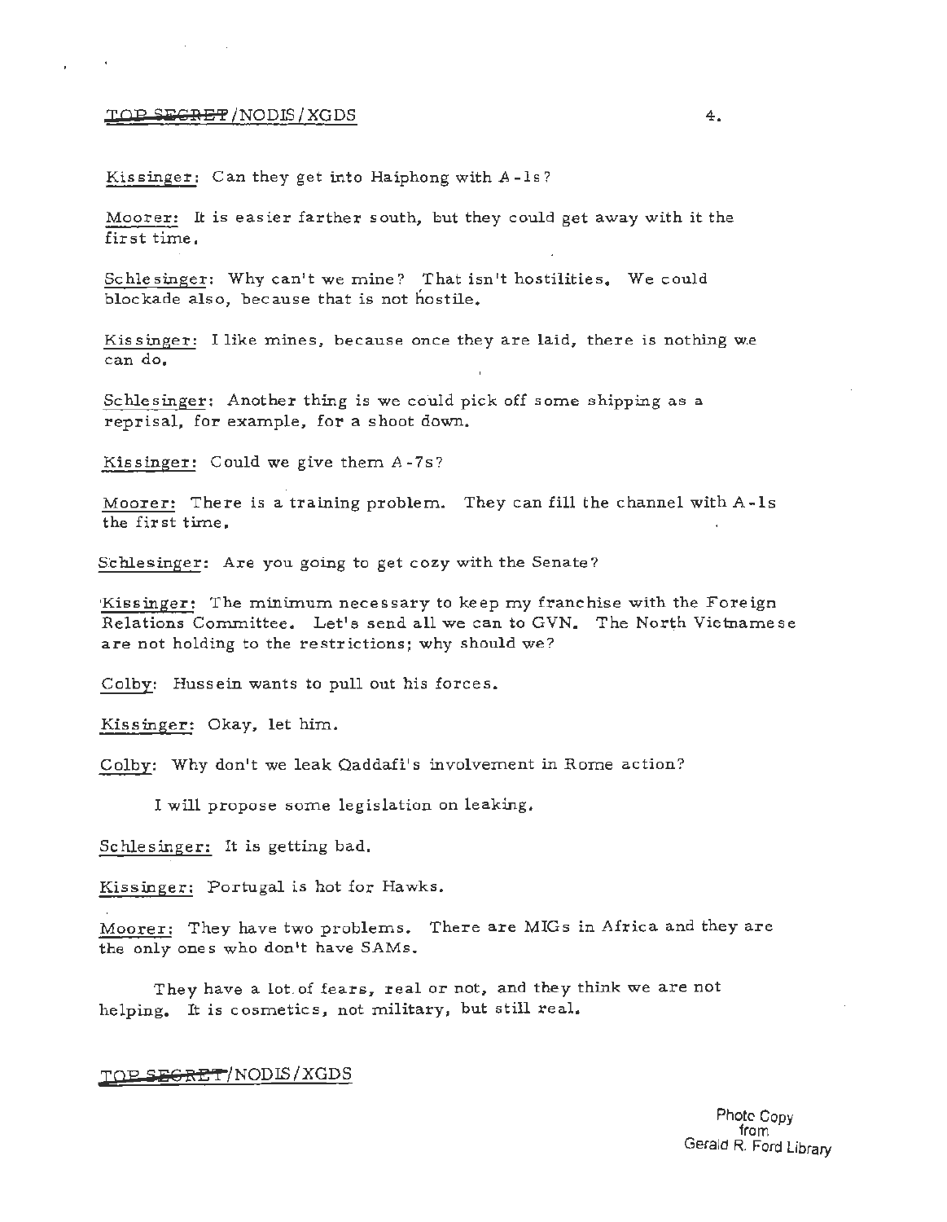Kissinger: Can they get into Haiphong with A-1s?

Moorer: It is easier farther south, but they could get away with it the first time.

Schlesinger: Why can't we mine? That isn't hostilities. We could blockade also, because that is not hostile.

Kissinger: I like mines, because once they are laid, there is nothing we can do.

Schlesinger: Another thing is we could pick off some shipping as a reprisal, for example, for a shoot down.

Kissinger: Could we give them A-7s?

Moorer: There is a training problem. They can fill the channel with A-1s the first time.

Schlesinger: Are you going to get cozy with the Senate?

Kissinger: The minimum necessary to keep my franchise with the Foreign Relations Committee. Let's send all we can to GVN. The North Vietnamese are not holding to the restrictions; why should we?

Colby: Hussein wants to pull out his forces.

Kissinger: Okay, let him.

Colby: Why don't we leak Qaddafi's involvement in Rome action?

I will propose some legislation on leaking.

Schlesinger: It is getting bad.

Kissinger: Portugal is hot for Hawks.

Moorer: They have two problems. There are MIGs in Africa and they are the only ones who don't have SAMs.

They have a lot of fears, real or not, and they think we are not helping. It is cosmetics, not military, but still real.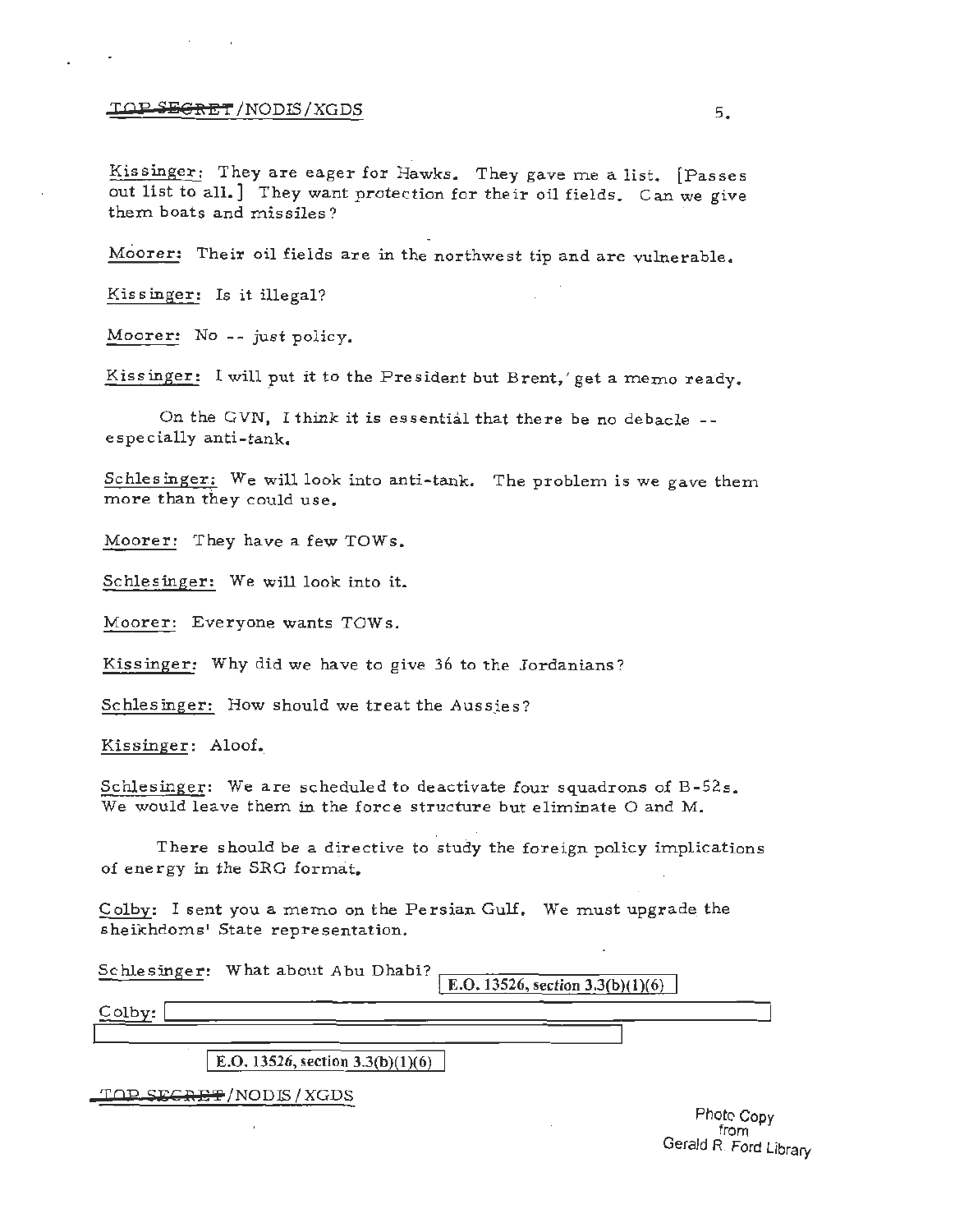Kissinger: They are eager for Hawks. They gave me a list. [Passes out list to all.] They want protection for their oil fields. Can we give them boats and missiles?

Moorer: Their oil fields are in the northwest tip and are vulnerable.

Kissinger: Is it illegal?

Moorer: No -- just policy.

Kissinger: I will put it to the President but Brent, get a memo ready.

On the GVN, I think it is essential that there be no debacle -- especially anti-tank.

Schlesinger: We will look into anti-tank. The problem is we gave them more than they could use.

Moorer: They have a few TOWs.

Schlesinger: We will look into it.

Moorer: Everyone wants TOWs.

Kissinger: Why did we have to give 36 to the Jordanians?

Schlesinger: How should we treat the Aussies?

Kissinger: Aloof.

Schlesinger: We are scheduled to deactivate four squadrons of B-52s. We would leave them in the force structure but eliminate O and M.

There should be a directive to study the foreign policy implications of energy in the SRG format.

Colby: I sent you a memo on the Persian Gulf. We must upgrade the sheikhdoms' State representation.

Schlesinger: What about Abu Dhabi? [E.O. 13526, section 3.3(b)(1)(6)]

Colby: [redacted]

[E.O. 13526, section 3.3(b)(1)(6)]

Photo Copy from Gerald R. Ford Library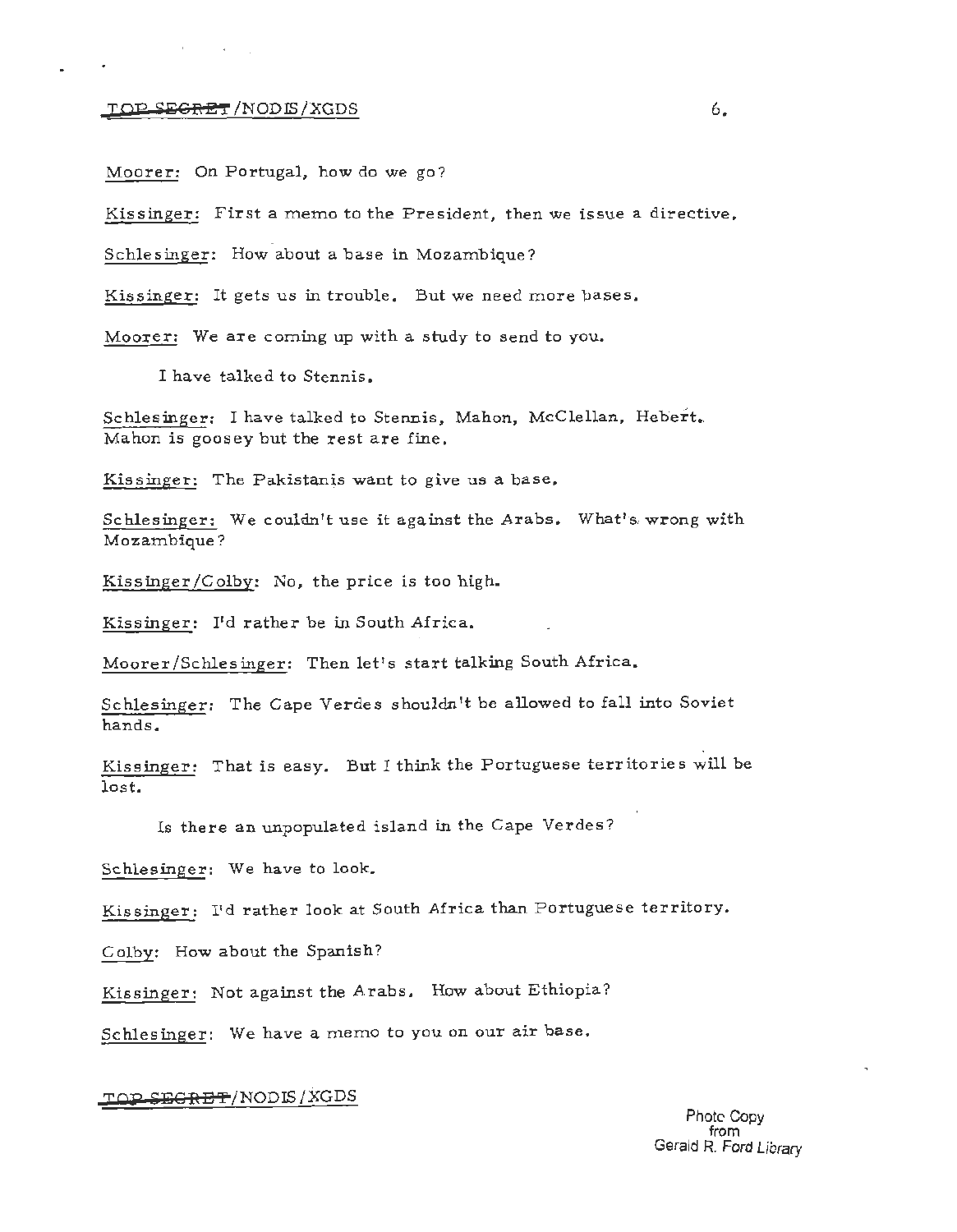Moorer: On Portugal, how do we go?

Kissinger: First a memo to the President, then we issue a directive.

Schlesinger: How about a base in Mozambique?

Kissinger: It gets us in trouble. But we need more bases.

Moorer: We are coming up with a study to send to you.

I have talked to Stennis.

Schlesinger: I have talked to Stennis, Mahon, McClellan, Hebert. Mahon is goosey but the rest are fine.

Kissinger: The Pakistanis want to give us a base.

Schlesinger: We couldn't use it against the Arabs. What's wrong with Mozambique?

Kissinger/Colby: No, the price is too high.

Kissinger: I'd rather be in South Africa.

Moorer/Schlesinger: Then let's start talking South Africa.

Schlesinger: The Cape Verdes shouldn't be allowed to fall into Soviet hands.

Kissinger: That is easy. But I think the Portuguese territories will be lost.

Is there an unpopulated island in the Cape Verdes?

Schlesinger: We have to look.

Kissinger: I'd rather look at South Africa than Portuguese territory.

Colby: How about the Spanish?

Kissinger: Not against the Arabs. How about Ethiopia?

Schlesinger: We have a memo to you on our air base.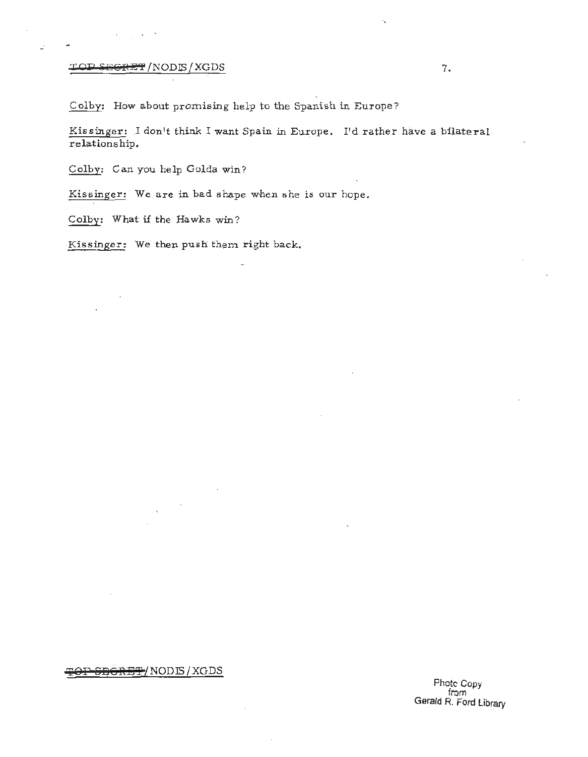Colby: How about promising help to the Spanish in Europe?

Kissinger: I don't think I want Spain in Europe. I'd rather have a bilateral relationship.

Colby: Can you help Golda win?

Kissinger: We are in bad shape when she is our hope.

Colby: What if the Hawks win?

Kissinger: We then push them right back.

Photo Copy from Gerald R. Ford Library